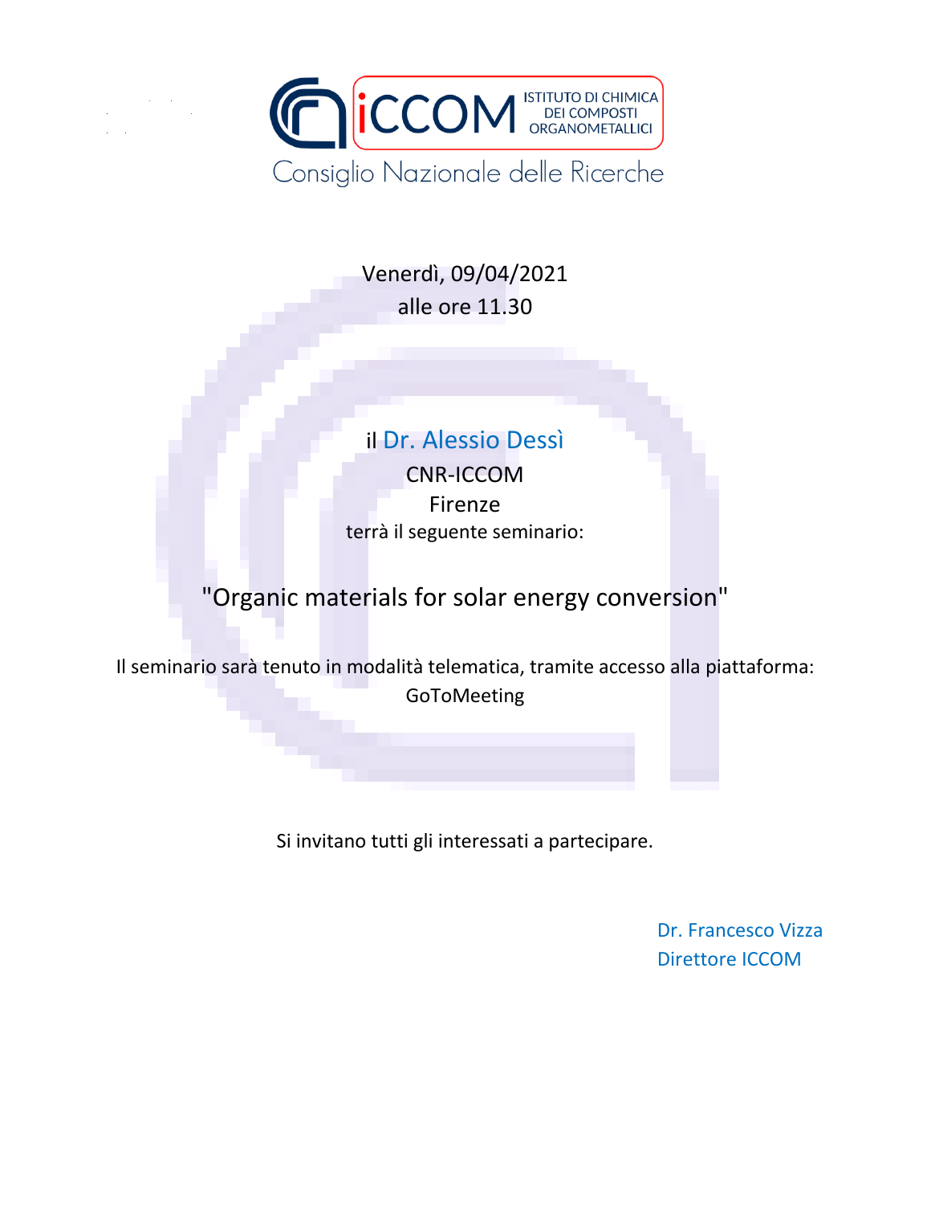iCCOM ISTITUTO DI CHIMICA DEI COMPOSTI ORGANOMETALLICI

Consiglio Nazionale delle Ricerche

Venerdì, 09/04/2021

alle ore 11.30

il Dr. Alessio Dessì

CNR-ICCOM

Firenze

terrà il seguente seminario:

## "Organic materials for solar energy conversion"

Il seminario sarà tenuto in modalità telematica, tramite accesso alla piattaforma:

GoToMeeting

Si invitano tutti gli interessati a partecipare.

Dr. Francesco Vizza

Direttore ICCOM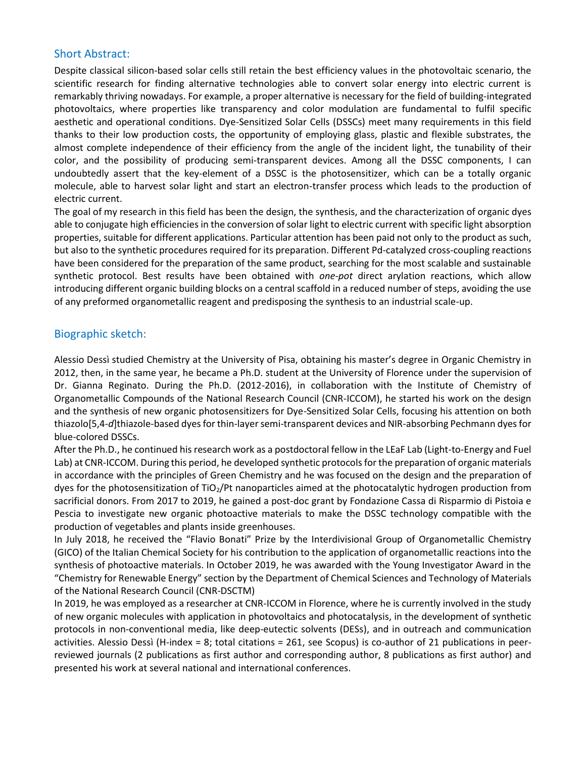## Short Abstract:

Despite classical silicon-based solar cells still retain the best efficiency values in the photovoltaic scenario, the scientific research for finding alternative technologies able to convert solar energy into electric current is remarkably thriving nowadays. For example, a proper alternative is necessary for the field of building-integrated photovoltaics, where properties like transparency and color modulation are fundamental to fulfil specific aesthetic and operational conditions. Dye-Sensitized Solar Cells (DSSCs) meet many requirements in this field thanks to their low production costs, the opportunity of employing glass, plastic and flexible substrates, the almost complete independence of their efficiency from the angle of the incident light, the tunability of their color, and the possibility of producing semi-transparent devices. Among all the DSSC components, I can undoubtedly assert that the key-element of a DSSC is the photosensitizer, which can be a totally organic molecule, able to harvest solar light and start an electron-transfer process which leads to the production of electric current.

The goal of my research in this field has been the design, the synthesis, and the characterization of organic dyes able to conjugate high efficiencies in the conversion of solar light to electric current with specific light absorption properties, suitable for different applications. Particular attention has been paid not only to the product as such, but also to the synthetic procedures required for its preparation. Different Pd-catalyzed cross-coupling reactions have been considered for the preparation of the same product, searching for the most scalable and sustainable synthetic protocol. Best results have been obtained with *one-pot* direct arylation reactions, which allow introducing different organic building blocks on a central scaffold in a reduced number of steps, avoiding the use of any preformed organometallic reagent and predisposing the synthesis to an industrial scale-up.

## Biographic sketch:

Alessio Dessì studied Chemistry at the University of Pisa, obtaining his master's degree in Organic Chemistry in 2012, then, in the same year, he became a Ph.D. student at the University of Florence under the supervision of Dr. Gianna Reginato. During the Ph.D. (2012-2016), in collaboration with the Institute of Chemistry of Organometallic Compounds of the National Research Council (CNR-ICCOM), he started his work on the design and the synthesis of new organic photosensitizers for Dye-Sensitized Solar Cells, focusing his attention on both thiazolo[5,4-*d*]thiazole-based dyes for thin-layer semi-transparent devices and NIR-absorbing Pechmann dyes for blue-colored DSSCs.

After the Ph.D., he continued his research work as a postdoctoral fellow in the LEaF Lab (Light-to-Energy and Fuel Lab) at CNR-ICCOM. During this period, he developed synthetic protocols for the preparation of organic materials in accordance with the principles of Green Chemistry and he was focused on the design and the preparation of dyes for the photosensitization of $TiO_2$/Pt nanoparticles aimed at the photocatalytic hydrogen production from sacrificial donors. From 2017 to 2019, he gained a post-doc grant by Fondazione Cassa di Risparmio di Pistoia e Pescia to investigate new organic photoactive materials to make the DSSC technology compatible with the production of vegetables and plants inside greenhouses.

In July 2018, he received the "Flavio Bonati" Prize by the Interdivisional Group of Organometallic Chemistry (GICO) of the Italian Chemical Society for his contribution to the application of organometallic reactions into the synthesis of photoactive materials. In October 2019, he was awarded with the Young Investigator Award in the "Chemistry for Renewable Energy" section by the Department of Chemical Sciences and Technology of Materials of the National Research Council (CNR-DSCTM)

In 2019, he was employed as a researcher at CNR-ICCOM in Florence, where he is currently involved in the study of new organic molecules with application in photovoltaics and photocatalysis, in the development of synthetic protocols in non-conventional media, like deep-eutectic solvents (DESs), and in outreach and communication activities. Alessio Dessì (H-index = 8; total citations = 261, see Scopus) is co-author of 21 publications in peer-reviewed journals (2 publications as first author and corresponding author, 8 publications as first author) and presented his work at several national and international conferences.